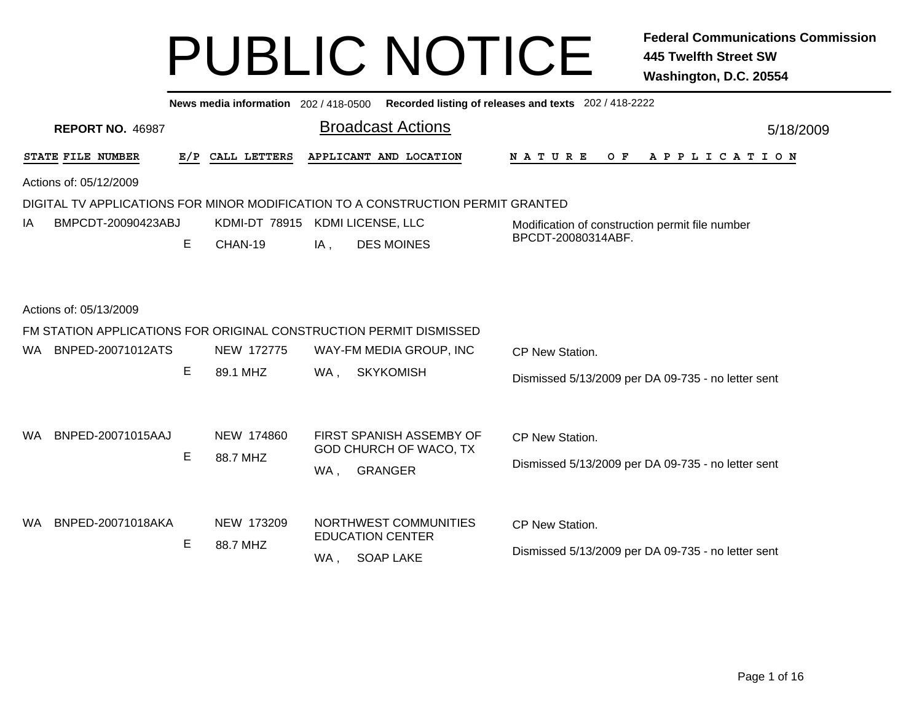# PUBLIC NOTICE

**Federal Communications Commission**
**445 Twelfth Street SW**
**Washington, D.C. 20554**

**News media information** 202 / 418-0500 **Recorded listing of releases and texts** 202 / 418-2222

**REPORT NO.** 46987

## Broadcast Actions

5/18/2009

| STATE | FILE NUMBER | E/P | CALL LETTERS | APPLICANT AND LOCATION | NATURE OF APPLICATION |
|---|---|---|---|---|---|

Actions of: 05/12/2009

DIGITAL TV APPLICATIONS FOR MINOR MODIFICATION TO A CONSTRUCTION PERMIT GRANTED

| STATE | FILE NUMBER | E/P | CALL LETTERS | APPLICANT AND LOCATION | NATURE OF APPLICATION |
|---|---|---|---|---|---|
| IA | BMPCDT-20090423ABJ | E | KDMI-DT 78915 CHAN-19 | KDMI LICENSE, LLC IA , DES MOINES | Modification of construction permit file number BPCDT-20080314ABF. |

Actions of: 05/13/2009

FM STATION APPLICATIONS FOR ORIGINAL CONSTRUCTION PERMIT DISMISSED

| STATE | FILE NUMBER | E/P | CALL LETTERS | APPLICANT AND LOCATION | NATURE OF APPLICATION |
|---|---|---|---|---|---|
| WA | BNPED-20071012ATS | E | NEW 172775 89.1 MHZ | WAY-FM MEDIA GROUP, INC WA , SKYKOMISH | CP New Station. Dismissed 5/13/2009 per DA 09-735 - no letter sent |
| WA | BNPED-20071015AAJ | E | NEW 174860 88.7 MHZ | FIRST SPANISH ASSEMBY OF GOD CHURCH OF WACO, TX WA , GRANGER | CP New Station. Dismissed 5/13/2009 per DA 09-735 - no letter sent |
| WA | BNPED-20071018AKA | E | NEW 173209 88.7 MHZ | NORTHWEST COMMUNITIES EDUCATION CENTER WA , SOAP LAKE | CP New Station. Dismissed 5/13/2009 per DA 09-735 - no letter sent |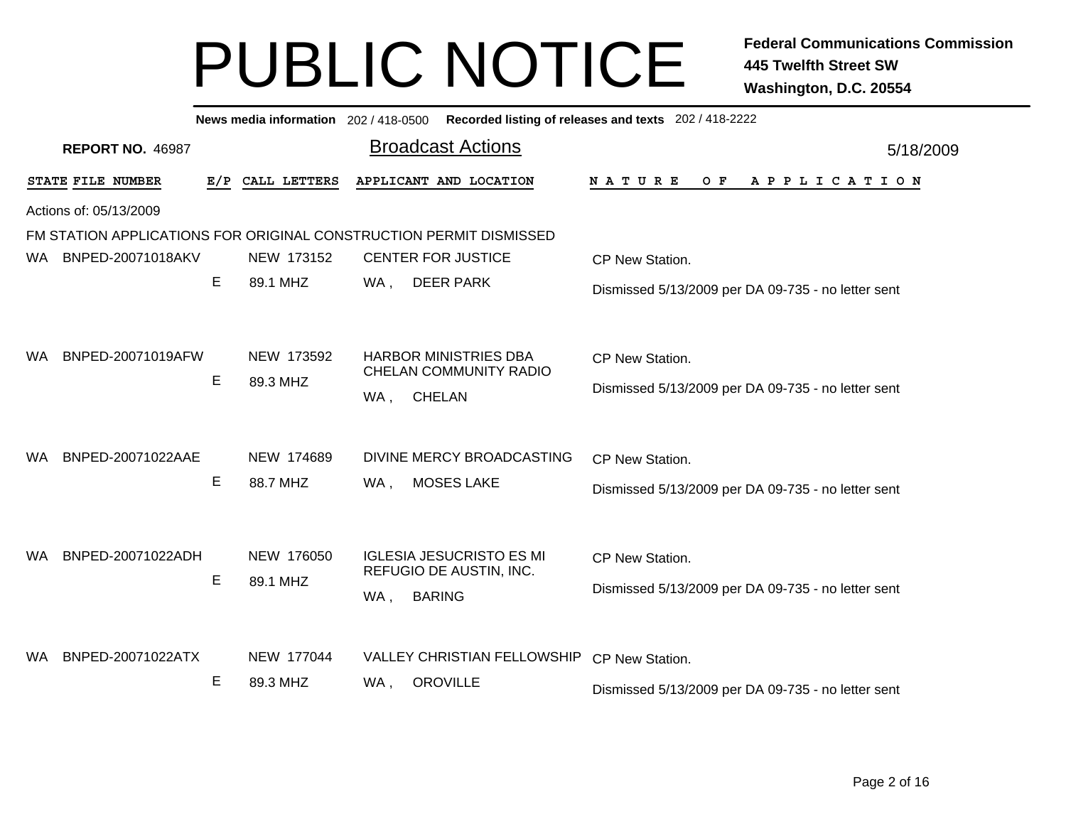# PUBLIC NOTICE

**Federal Communications Commission**
**445 Twelfth Street SW**
**Washington, D.C. 20554**

**News media information** 202 / 418-0500 **Recorded listing of releases and texts** 202 / 418-2222

**REPORT NO.** 46987

## Broadcast Actions

5/18/2009

Actions of: 05/13/2009

FM STATION APPLICATIONS FOR ORIGINAL CONSTRUCTION PERMIT DISMISSED

| STATE | FILE NUMBER | E/P | CALL LETTERS | APPLICANT AND LOCATION | NATURE OF APPLICATION |
|---|---|---|---|---|---|
| WA | BNPED-20071018AKV | E | NEW 173152 89.1 MHZ | CENTER FOR JUSTICE WA , DEER PARK | CP New Station. Dismissed 5/13/2009 per DA 09-735 - no letter sent |
| WA | BNPED-20071019AFW | E | NEW 173592 89.3 MHZ | HARBOR MINISTRIES DBA CHELAN COMMUNITY RADIO WA , CHELAN | CP New Station. Dismissed 5/13/2009 per DA 09-735 - no letter sent |
| WA | BNPED-20071022AAE | E | NEW 174689 88.7 MHZ | DIVINE MERCY BROADCASTING WA , MOSES LAKE | CP New Station. Dismissed 5/13/2009 per DA 09-735 - no letter sent |
| WA | BNPED-20071022ADH | E | NEW 176050 89.1 MHZ | IGLESIA JESUCRISTO ES MI REFUGIO DE AUSTIN, INC. WA , BARING | CP New Station. Dismissed 5/13/2009 per DA 09-735 - no letter sent |
| WA | BNPED-20071022ATX | E | NEW 177044 89.3 MHZ | VALLEY CHRISTIAN FELLOWSHIP WA , OROVILLE | CP New Station. Dismissed 5/13/2009 per DA 09-735 - no letter sent |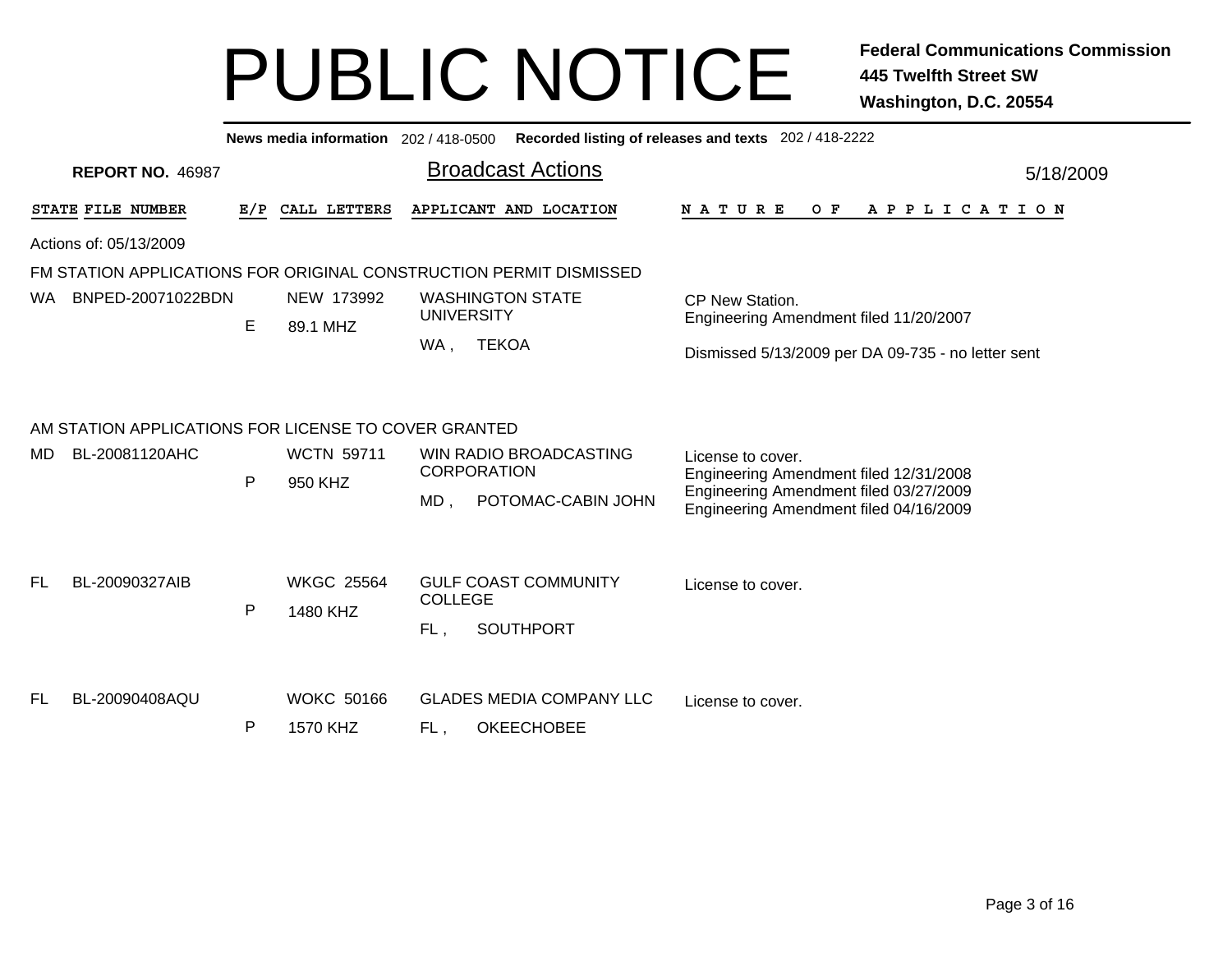# PUBLIC NOTICE

**Federal Communications Commission**
**445 Twelfth Street SW**
**Washington, D.C. 20554**

**News media information** 202 / 418-0500 **Recorded listing of releases and texts** 202 / 418-2222

**REPORT NO.** 46987

## Broadcast Actions

5/18/2009

| STATE | FILE NUMBER | E/P | CALL LETTERS | APPLICANT AND LOCATION | NATURE OF APPLICATION |
|---|---|---|---|---|---|

Actions of: 05/13/2009

### FM STATION APPLICATIONS FOR ORIGINAL CONSTRUCTION PERMIT DISMISSED

| STATE | FILE NUMBER | E/P | CALL LETTERS | APPLICANT AND LOCATION | NATURE OF APPLICATION |
|---|---|---|---|---|---|
| WA | BNPED-20071022BDN | E | NEW 173992<br>89.1 MHZ | WASHINGTON STATE UNIVERSITY<br>WA , TEKOA | CP New Station.<br>Engineering Amendment filed 11/20/2007<br><br>Dismissed 5/13/2009 per DA 09-735 - no letter sent |

### AM STATION APPLICATIONS FOR LICENSE TO COVER GRANTED

| STATE | FILE NUMBER | E/P | CALL LETTERS | APPLICANT AND LOCATION | NATURE OF APPLICATION |
|---|---|---|---|---|---|
| MD | BL-20081120AHC | P | WCTN 59711<br>950 KHZ | WIN RADIO BROADCASTING CORPORATION<br>MD , POTOMAC-CABIN JOHN | License to cover.<br>Engineering Amendment filed 12/31/2008<br>Engineering Amendment filed 03/27/2009<br>Engineering Amendment filed 04/16/2009 |
| FL | BL-20090327AIB | P | WKGC 25564<br>1480 KHZ | GULF COAST COMMUNITY COLLEGE<br>FL , SOUTHPORT | License to cover. |
| FL | BL-20090408AQU | P | WOKC 50166<br>1570 KHZ | GLADES MEDIA COMPANY LLC<br>FL , OKEECHOBEE | License to cover. |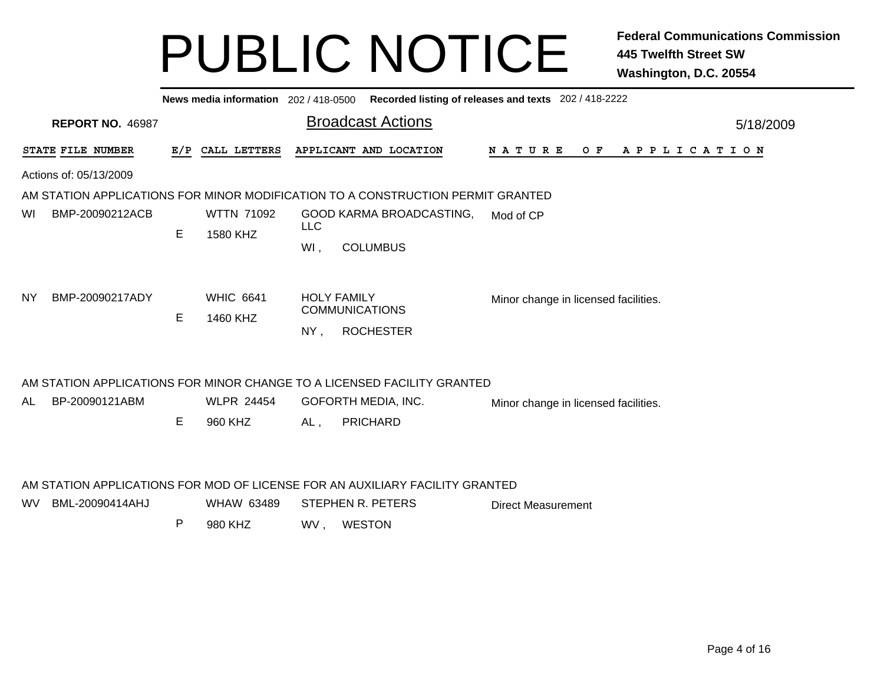# PUBLIC NOTICE

**Federal Communications Commission**
**445 Twelfth Street SW**
**Washington, D.C. 20554**

**News media information** 202 / 418-0500 **Recorded listing of releases and texts** 202 / 418-2222

**REPORT NO.** 46987

## Broadcast Actions

5/18/2009

Actions of: 05/13/2009

### AM STATION APPLICATIONS FOR MINOR MODIFICATION TO A CONSTRUCTION PERMIT GRANTED

| STATE | FILE NUMBER | E/P | CALL LETTERS | APPLICANT AND LOCATION | NATURE OF APPLICATION |
|---|---|---|---|---|---|
| WI | BMP-20090212ACB | E | WTTN 71092<br>1580 KHZ | GOOD KARMA BROADCASTING, LLC<br>WI , COLUMBUS | Mod of CP |
| NY | BMP-20090217ADY | E | WHIC 6641<br>1460 KHZ | HOLY FAMILY COMMUNICATIONS<br>NY , ROCHESTER | Minor change in licensed facilities. |

### AM STATION APPLICATIONS FOR MINOR CHANGE TO A LICENSED FACILITY GRANTED

| STATE | FILE NUMBER | E/P | CALL LETTERS | APPLICANT AND LOCATION | NATURE OF APPLICATION |
|---|---|---|---|---|---|
| AL | BP-20090121ABM | E | WLPR 24454<br>960 KHZ | GOFORTH MEDIA, INC.<br>AL , PRICHARD | Minor change in licensed facilities. |

### AM STATION APPLICATIONS FOR MOD OF LICENSE FOR AN AUXILIARY FACILITY GRANTED

| STATE | FILE NUMBER | E/P | CALL LETTERS | APPLICANT AND LOCATION | NATURE OF APPLICATION |
|---|---|---|---|---|---|
| WV | BML-20090414AHJ | P | WHAW 63489<br>980 KHZ | STEPHEN R. PETERS<br>WV , WESTON | Direct Measurement |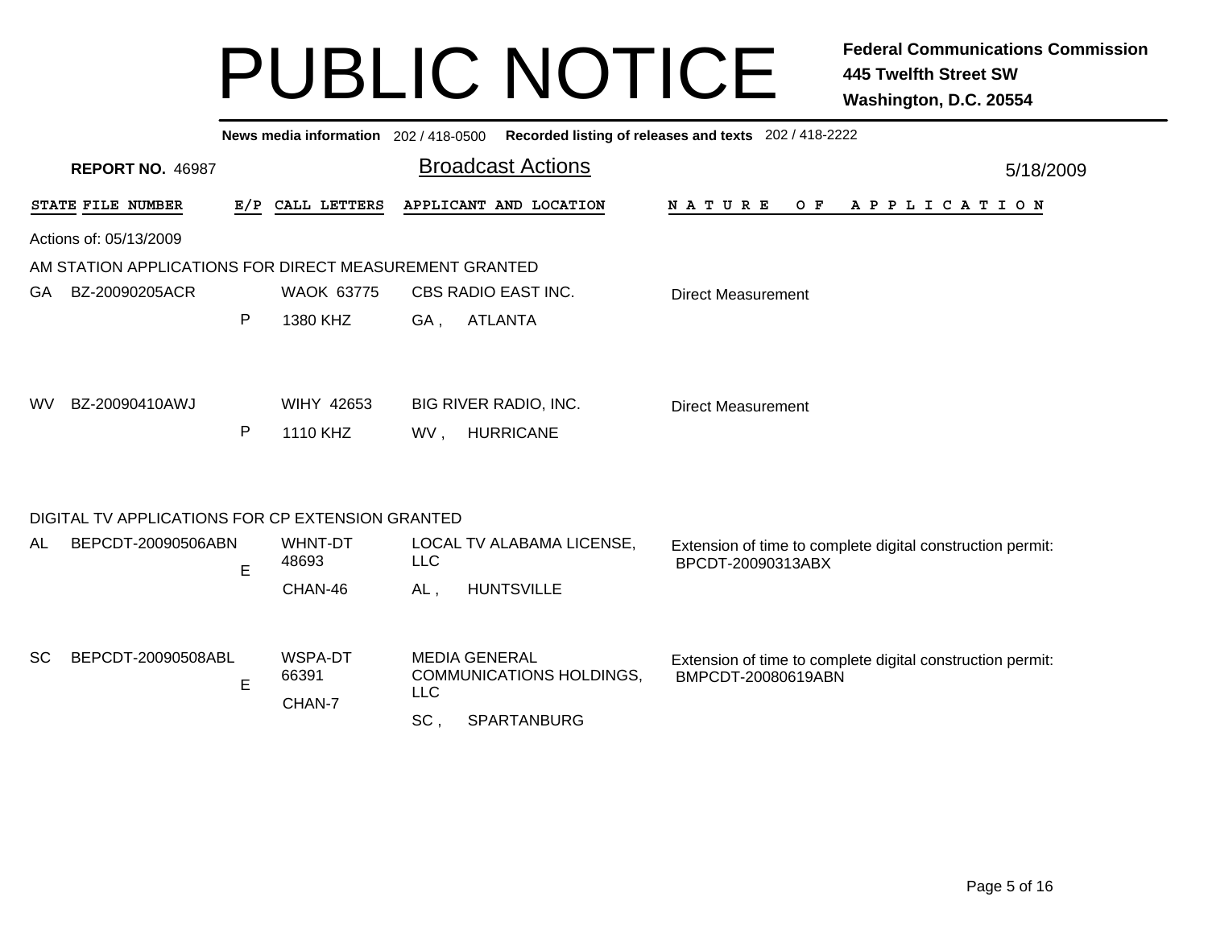# PUBLIC NOTICE

**Federal Communications Commission**
**445 Twelfth Street SW**
**Washington, D.C. 20554**

**News media information** 202 / 418-0500 **Recorded listing of releases and texts** 202 / 418-2222

**REPORT NO.** 46987

## Broadcast Actions

5/18/2009

Actions of: 05/13/2009

### AM STATION APPLICATIONS FOR DIRECT MEASUREMENT GRANTED

| STATE | FILE NUMBER | E/P | CALL LETTERS | APPLICANT AND LOCATION | NATURE OF APPLICATION |
|---|---|---|---|---|---|
| GA | BZ-20090205ACR | P | WAOK 63775<br>1380 KHZ | CBS RADIO EAST INC.<br>GA , ATLANTA | Direct Measurement |
| WV | BZ-20090410AWJ | P | WIHY 42653<br>1110 KHZ | BIG RIVER RADIO, INC.<br>WV , HURRICANE | Direct Measurement |

### DIGITAL TV APPLICATIONS FOR CP EXTENSION GRANTED

| STATE | FILE NUMBER | E/P | CALL LETTERS | APPLICANT AND LOCATION | NATURE OF APPLICATION |
|---|---|---|---|---|---|
| AL | BEPCDT-20090506ABN | E | WHNT-DT 48693<br>CHAN-46 | LOCAL TV ALABAMA LICENSE, LLC<br>AL , HUNTSVILLE | Extension of time to complete digital construction permit: BPCDT-20090313ABX |
| SC | BEPCDT-20090508ABL | E | WSPA-DT 66391<br>CHAN-7 | MEDIA GENERAL COMMUNICATIONS HOLDINGS, LLC<br>SC , SPARTANBURG | Extension of time to complete digital construction permit: BMPCDT-20080619ABN |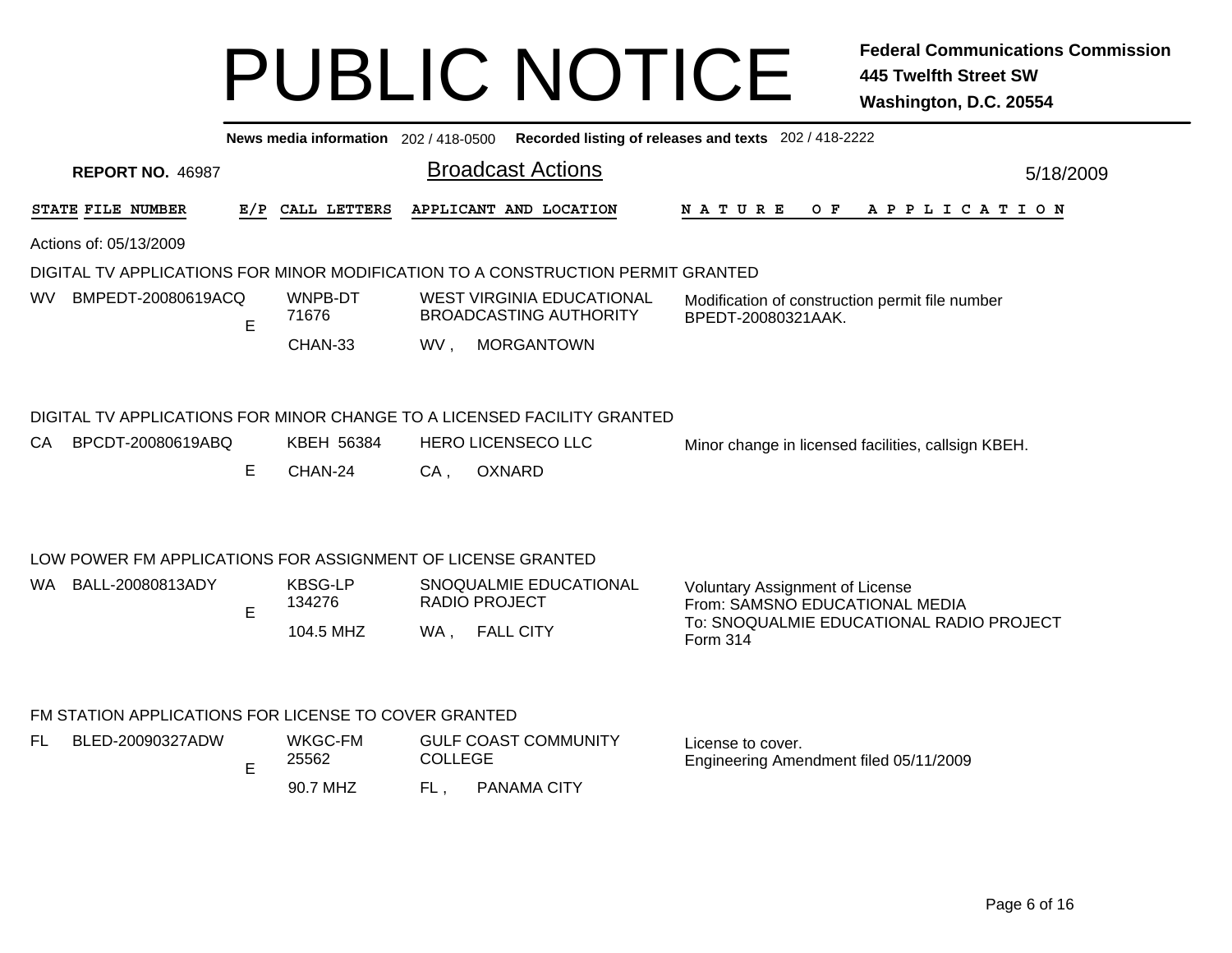# PUBLIC NOTICE

**Federal Communications Commission**
**445 Twelfth Street SW**
**Washington, D.C. 20554**

**News media information** 202 / 418-0500 **Recorded listing of releases and texts** 202 / 418-2222

**REPORT NO.** 46987

## Broadcast Actions

5/18/2009

Actions of: 05/13/2009

### DIGITAL TV APPLICATIONS FOR MINOR MODIFICATION TO A CONSTRUCTION PERMIT GRANTED

| STATE | FILE NUMBER | E/P | CALL LETTERS | APPLICANT AND LOCATION | NATURE OF APPLICATION |
|---|---|---|---|---|---|
| WV | BMPEDT-20080619ACQ | E | WNPB-DT 71676 CHAN-33 | WEST VIRGINIA EDUCATIONAL BROADCASTING AUTHORITY WV , MORGANTOWN | Modification of construction permit file number BPEDT-20080321AAK. |

### DIGITAL TV APPLICATIONS FOR MINOR CHANGE TO A LICENSED FACILITY GRANTED

| STATE | FILE NUMBER | E/P | CALL LETTERS | APPLICANT AND LOCATION | NATURE OF APPLICATION |
|---|---|---|---|---|---|
| CA | BPCDT-20080619ABQ | E | KBEH 56384 CHAN-24 | HERO LICENSECO LLC CA , OXNARD | Minor change in licensed facilities, callsign KBEH. |

### LOW POWER FM APPLICATIONS FOR ASSIGNMENT OF LICENSE GRANTED

| STATE | FILE NUMBER | E/P | CALL LETTERS | APPLICANT AND LOCATION | NATURE OF APPLICATION |
|---|---|---|---|---|---|
| WA | BALL-20080813ADY | E | KBSG-LP 134276 104.5 MHZ | SNOQUALMIE EDUCATIONAL RADIO PROJECT WA , FALL CITY | Voluntary Assignment of License From: SAMSNO EDUCATIONAL MEDIA To: SNOQUALMIE EDUCATIONAL RADIO PROJECT Form 314 |

### FM STATION APPLICATIONS FOR LICENSE TO COVER GRANTED

| STATE | FILE NUMBER | E/P | CALL LETTERS | APPLICANT AND LOCATION | NATURE OF APPLICATION |
|---|---|---|---|---|---|
| FL | BLED-20090327ADW | E | WKGC-FM 25562 90.7 MHZ | GULF COAST COMMUNITY COLLEGE FL , PANAMA CITY | License to cover. Engineering Amendment filed 05/11/2009 |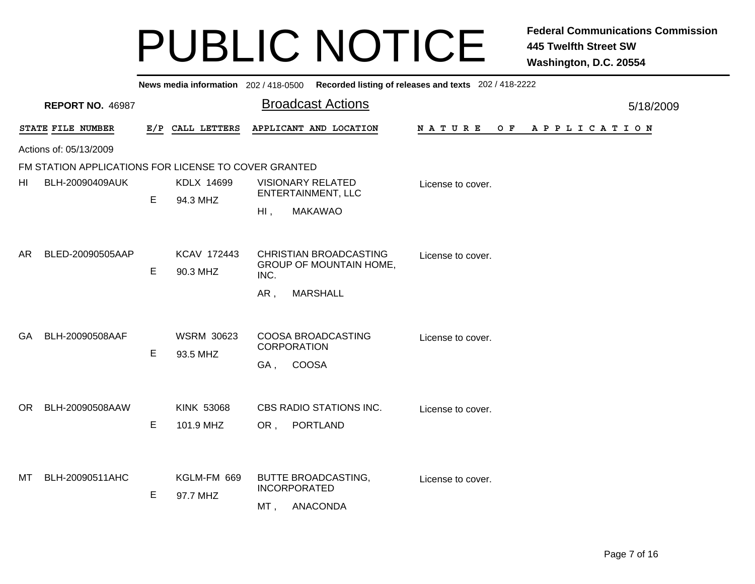# PUBLIC NOTICE

**Federal Communications Commission**
**445 Twelfth Street SW**
**Washington, D.C. 20554**

**News media information** 202 / 418-0500 **Recorded listing of releases and texts** 202 / 418-2222

**REPORT NO.** 46987

## Broadcast Actions

5/18/2009

Actions of: 05/13/2009

FM STATION APPLICATIONS FOR LICENSE TO COVER GRANTED

| STATE | FILE NUMBER | E/P | CALL LETTERS | APPLICANT AND LOCATION | NATURE OF APPLICATION |
|---|---|---|---|---|---|
| HI | BLH-20090409AUK | E | KDLX 14699<br>94.3 MHZ | VISIONARY RELATED ENTERTAINMENT, LLC<br>HI , MAKAWAO | License to cover. |
| AR | BLED-20090505AAP | E | KCAV 172443<br>90.3 MHZ | CHRISTIAN BROADCASTING GROUP OF MOUNTAIN HOME, INC.<br>AR , MARSHALL | License to cover. |
| GA | BLH-20090508AAF | E | WSRM 30623<br>93.5 MHZ | COOSA BROADCASTING CORPORATION<br>GA , COOSA | License to cover. |
| OR | BLH-20090508AAW | E | KINK 53068<br>101.9 MHZ | CBS RADIO STATIONS INC.<br>OR , PORTLAND | License to cover. |
| MT | BLH-20090511AHC | E | KGLM-FM 669<br>97.7 MHZ | BUTTE BROADCASTING, INCORPORATED<br>MT , ANACONDA | License to cover. |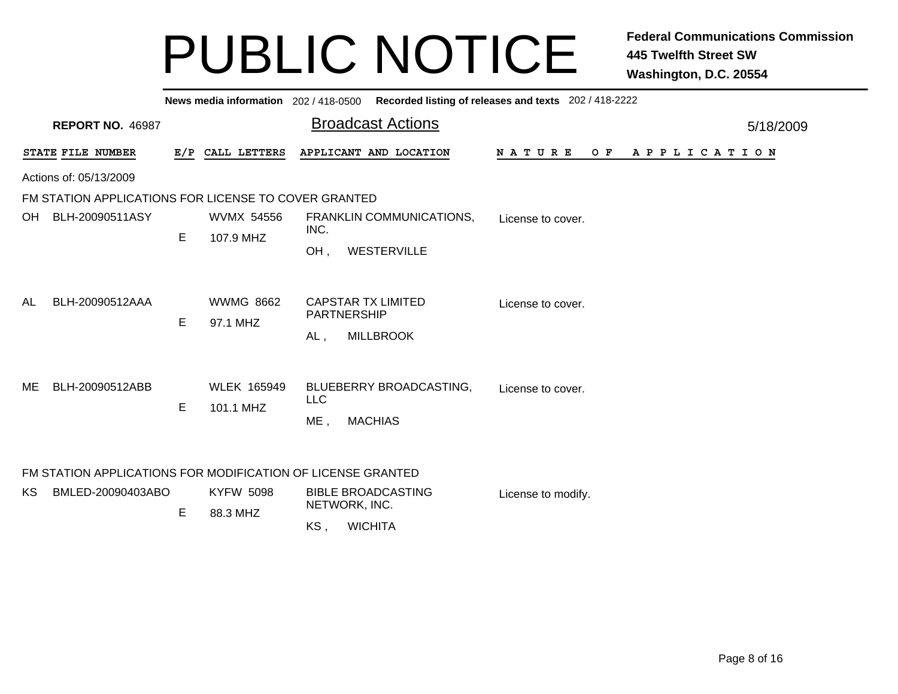# PUBLIC NOTICE

**Federal Communications Commission**
**445 Twelfth Street SW**
**Washington, D.C. 20554**

**News media information** 202 / 418-0500 **Recorded listing of releases and texts** 202 / 418-2222

**REPORT NO.** 46987

## Broadcast Actions

5/18/2009

| STATE | FILE NUMBER | E/P | CALL LETTERS | APPLICANT AND LOCATION | NATURE OF APPLICATION |
|---|---|---|---|---|---|

Actions of: 05/13/2009

### FM STATION APPLICATIONS FOR LICENSE TO COVER GRANTED

| STATE | FILE NUMBER | E/P | CALL LETTERS | APPLICANT AND LOCATION | NATURE OF APPLICATION |
|---|---|---|---|---|---|
| OH | BLH-20090511ASY | E | WVMX 54556<br>107.9 MHZ | FRANKLIN COMMUNICATIONS, INC.<br>OH , WESTERVILLE | License to cover. |
| AL | BLH-20090512AAA | E | WWMG 8662<br>97.1 MHZ | CAPSTAR TX LIMITED PARTNERSHIP<br>AL , MILLBROOK | License to cover. |
| ME | BLH-20090512ABB | E | WLEK 165949<br>101.1 MHZ | BLUEBERRY BROADCASTING, LLC<br>ME , MACHIAS | License to cover. |

### FM STATION APPLICATIONS FOR MODIFICATION OF LICENSE GRANTED

| STATE | FILE NUMBER | E/P | CALL LETTERS | APPLICANT AND LOCATION | NATURE OF APPLICATION |
|---|---|---|---|---|---|
| KS | BMLED-20090403ABO | E | KYFW 5098<br>88.3 MHZ | BIBLE BROADCASTING NETWORK, INC.<br>KS , WICHITA | License to modify. |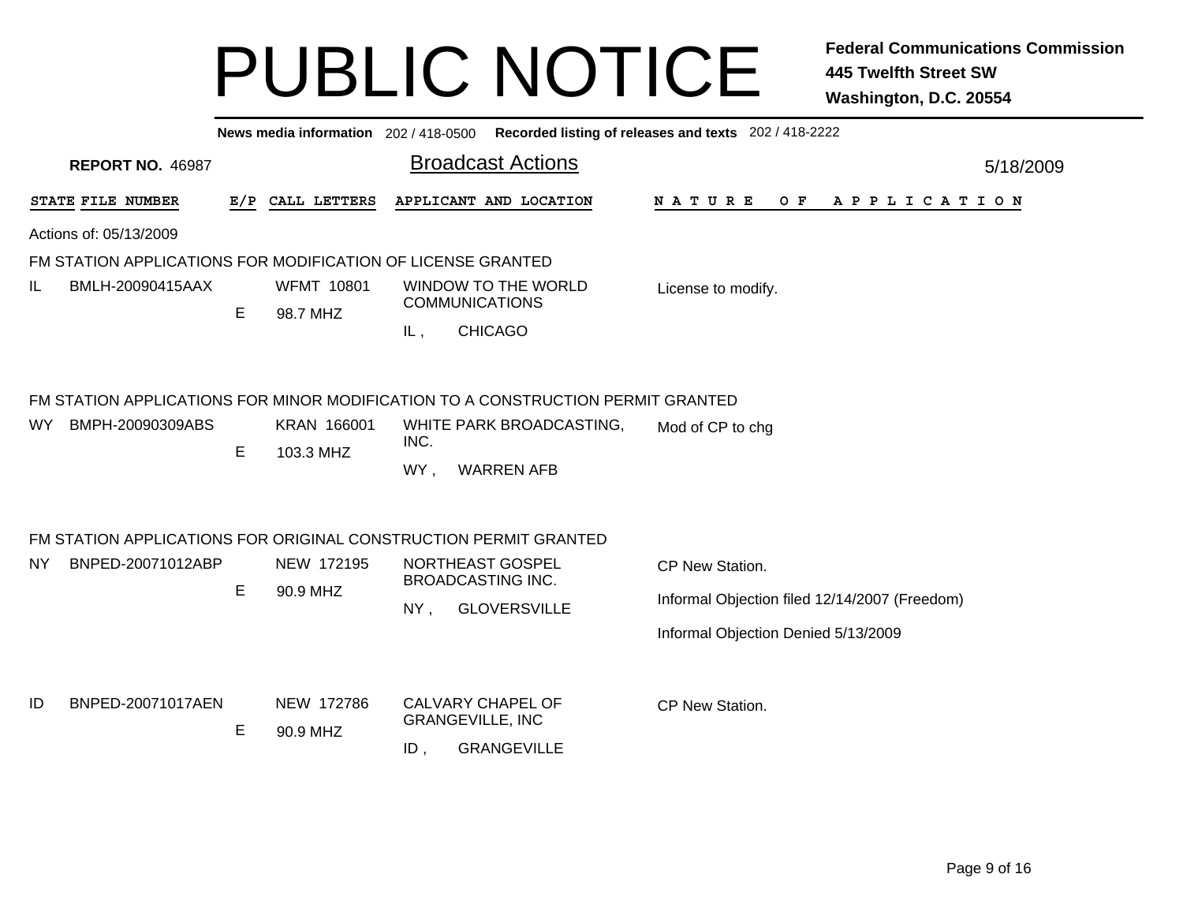# PUBLIC NOTICE

**Federal Communications Commission**
**445 Twelfth Street SW**
**Washington, D.C. 20554**

**News media information** 202 / 418-0500 **Recorded listing of releases and texts** 202 / 418-2222

**REPORT NO.** 46987

## Broadcast Actions

5/18/2009

Actions of: 05/13/2009

### FM STATION APPLICATIONS FOR MODIFICATION OF LICENSE GRANTED

| STATE | FILE NUMBER | E/P | CALL LETTERS | APPLICANT AND LOCATION | NATURE OF APPLICATION |
|---|---|---|---|---|---|
| IL | BMLH-20090415AAX | E | WFMT 10801<br>98.7 MHZ | WINDOW TO THE WORLD COMMUNICATIONS<br>IL , CHICAGO | License to modify. |

### FM STATION APPLICATIONS FOR MINOR MODIFICATION TO A CONSTRUCTION PERMIT GRANTED

| STATE | FILE NUMBER | E/P | CALL LETTERS | APPLICANT AND LOCATION | NATURE OF APPLICATION |
|---|---|---|---|---|---|
| WY | BMPH-20090309ABS | E | KRAN 166001<br>103.3 MHZ | WHITE PARK BROADCASTING, INC.<br>WY , WARREN AFB | Mod of CP to chg |

### FM STATION APPLICATIONS FOR ORIGINAL CONSTRUCTION PERMIT GRANTED

| STATE | FILE NUMBER | E/P | CALL LETTERS | APPLICANT AND LOCATION | NATURE OF APPLICATION |
|---|---|---|---|---|---|
| NY | BNPED-20071012ABP | E | NEW 172195<br>90.9 MHZ | NORTHEAST GOSPEL BROADCASTING INC.<br>NY , GLOVERSVILLE | CP New Station.<br>Informal Objection filed 12/14/2007 (Freedom)<br>Informal Objection Denied 5/13/2009 |
| ID | BNPED-20071017AEN | E | NEW 172786<br>90.9 MHZ | CALVARY CHAPEL OF GRANGEVILLE, INC<br>ID , GRANGEVILLE | CP New Station. |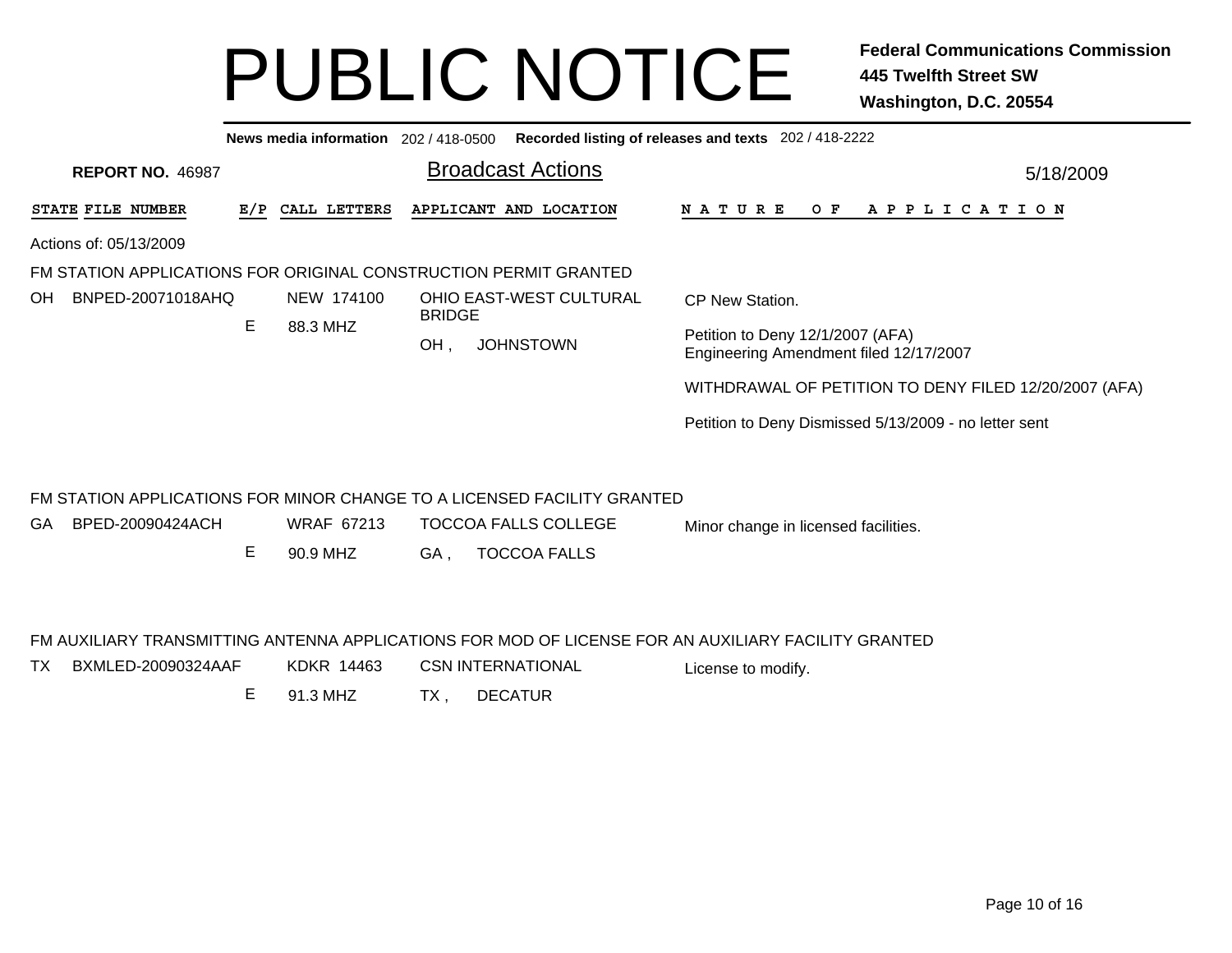# PUBLIC NOTICE

**Federal Communications Commission**
**445 Twelfth Street SW**
**Washington, D.C. 20554**

**News media information** 202 / 418-0500 **Recorded listing of releases and texts** 202 / 418-2222

**REPORT NO.** 46987

## Broadcast Actions

5/18/2009

| STATE | FILE NUMBER | E/P | CALL LETTERS | APPLICANT AND LOCATION | NATURE OF APPLICATION |
|---|---|---|---|---|---|

Actions of: 05/13/2009

### FM STATION APPLICATIONS FOR ORIGINAL CONSTRUCTION PERMIT GRANTED

| STATE | FILE NUMBER | E/P | CALL LETTERS | APPLICANT AND LOCATION | NATURE OF APPLICATION |
|---|---|---|---|---|---|
| OH | BNPED-20071018AHQ | E | NEW 174100<br>88.3 MHZ | OHIO EAST-WEST CULTURAL BRIDGE<br>OH , JOHNSTOWN | CP New Station.<br><br>Petition to Deny 12/1/2007 (AFA)<br>Engineering Amendment filed 12/17/2007<br><br>WITHDRAWAL OF PETITION TO DENY FILED 12/20/2007 (AFA)<br><br>Petition to Deny Dismissed 5/13/2009 - no letter sent |

### FM STATION APPLICATIONS FOR MINOR CHANGE TO A LICENSED FACILITY GRANTED

| STATE | FILE NUMBER | E/P | CALL LETTERS | APPLICANT AND LOCATION | NATURE OF APPLICATION |
|---|---|---|---|---|---|
| GA | BPED-20090424ACH | E | WRAF 67213<br>90.9 MHZ | TOCCOA FALLS COLLEGE<br>GA , TOCCOA FALLS | Minor change in licensed facilities. |

### FM AUXILIARY TRANSMITTING ANTENNA APPLICATIONS FOR MOD OF LICENSE FOR AN AUXILIARY FACILITY GRANTED

| STATE | FILE NUMBER | E/P | CALL LETTERS | APPLICANT AND LOCATION | NATURE OF APPLICATION |
|---|---|---|---|---|---|
| TX | BXMLED-20090324AAF | E | KDKR 14463<br>91.3 MHZ | CSN INTERNATIONAL<br>TX , DECATUR | License to modify. |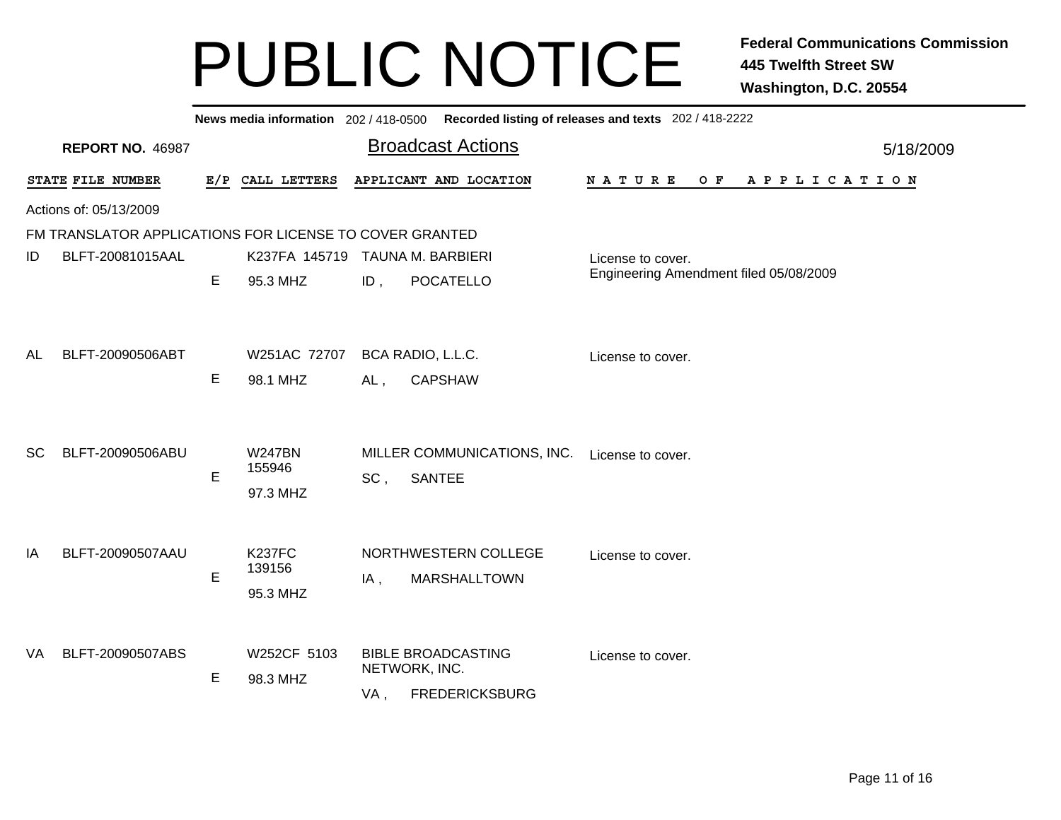# PUBLIC NOTICE

**Federal Communications Commission**
**445 Twelfth Street SW**
**Washington, D.C. 20554**

**News media information** 202 / 418-0500 **Recorded listing of releases and texts** 202 / 418-2222

**REPORT NO.** 46987

## Broadcast Actions

5/18/2009

Actions of: 05/13/2009

FM TRANSLATOR APPLICATIONS FOR LICENSE TO COVER GRANTED

| STATE | FILE NUMBER | E/P | CALL LETTERS | APPLICANT AND LOCATION | NATURE OF APPLICATION |
|---|---|---|---|---|---|
| ID | BLFT-20081015AAL | E | K237FA 145719<br>95.3 MHZ | TAUNA M. BARBIERI<br>ID , POCATELLO | License to cover.<br>Engineering Amendment filed 05/08/2009 |
| AL | BLFT-20090506ABT | E | W251AC 72707<br>98.1 MHZ | BCA RADIO, L.L.C.<br>AL , CAPSHAW | License to cover. |
| SC | BLFT-20090506ABU | E | W247BN 155946<br>97.3 MHZ | MILLER COMMUNICATIONS, INC.<br>SC , SANTEE | License to cover. |
| IA | BLFT-20090507AAU | E | K237FC 139156<br>95.3 MHZ | NORTHWESTERN COLLEGE<br>IA , MARSHALLTOWN | License to cover. |
| VA | BLFT-20090507ABS | E | W252CF 5103<br>98.3 MHZ | BIBLE BROADCASTING NETWORK, INC.<br>VA , FREDERICKSBURG | License to cover. |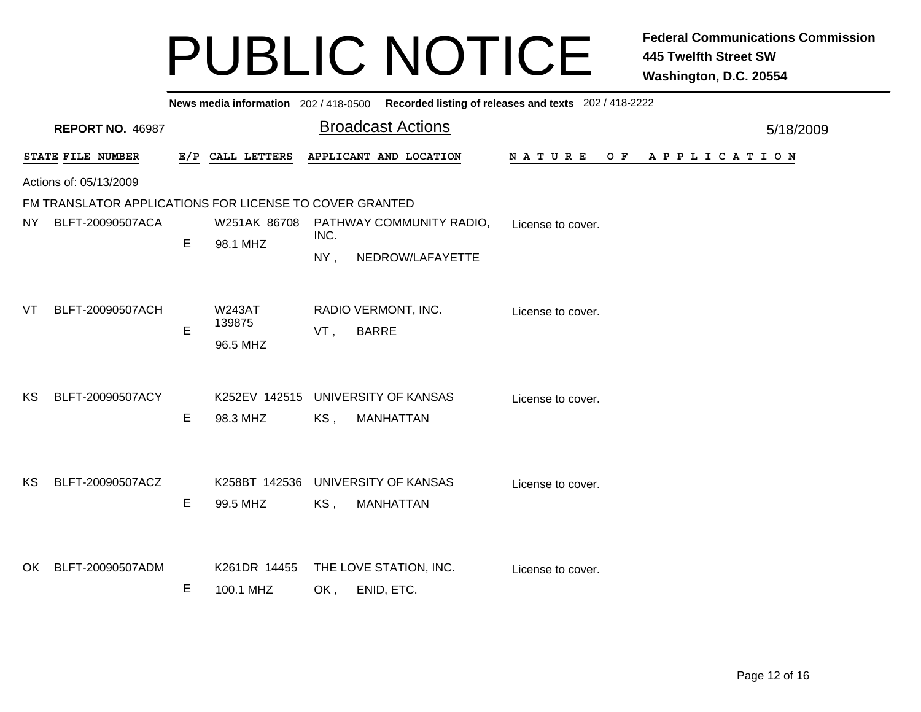# PUBLIC NOTICE

**Federal Communications Commission**
**445 Twelfth Street SW**
**Washington, D.C. 20554**

**News media information** 202 / 418-0500 **Recorded listing of releases and texts** 202 / 418-2222

**REPORT NO.** 46987

## Broadcast Actions

5/18/2009

Actions of: 05/13/2009

FM TRANSLATOR APPLICATIONS FOR LICENSE TO COVER GRANTED

| STATE | FILE NUMBER | E/P | CALL LETTERS | APPLICANT AND LOCATION | NATURE OF APPLICATION |
|---|---|---|---|---|---|
| NY | BLFT-20090507ACA | E | W251AK 86708<br>98.1 MHZ | PATHWAY COMMUNITY RADIO, INC.<br>NY , NEDROW/LAFAYETTE | License to cover. |
| VT | BLFT-20090507ACH | E | W243AT 139875<br>96.5 MHZ | RADIO VERMONT, INC.<br>VT , BARRE | License to cover. |
| KS | BLFT-20090507ACY | E | K252EV 142515<br>98.3 MHZ | UNIVERSITY OF KANSAS<br>KS , MANHATTAN | License to cover. |
| KS | BLFT-20090507ACZ | E | K258BT 142536<br>99.5 MHZ | UNIVERSITY OF KANSAS<br>KS , MANHATTAN | License to cover. |
| OK | BLFT-20090507ADM | E | K261DR 14455<br>100.1 MHZ | THE LOVE STATION, INC.<br>OK , ENID, ETC. | License to cover. |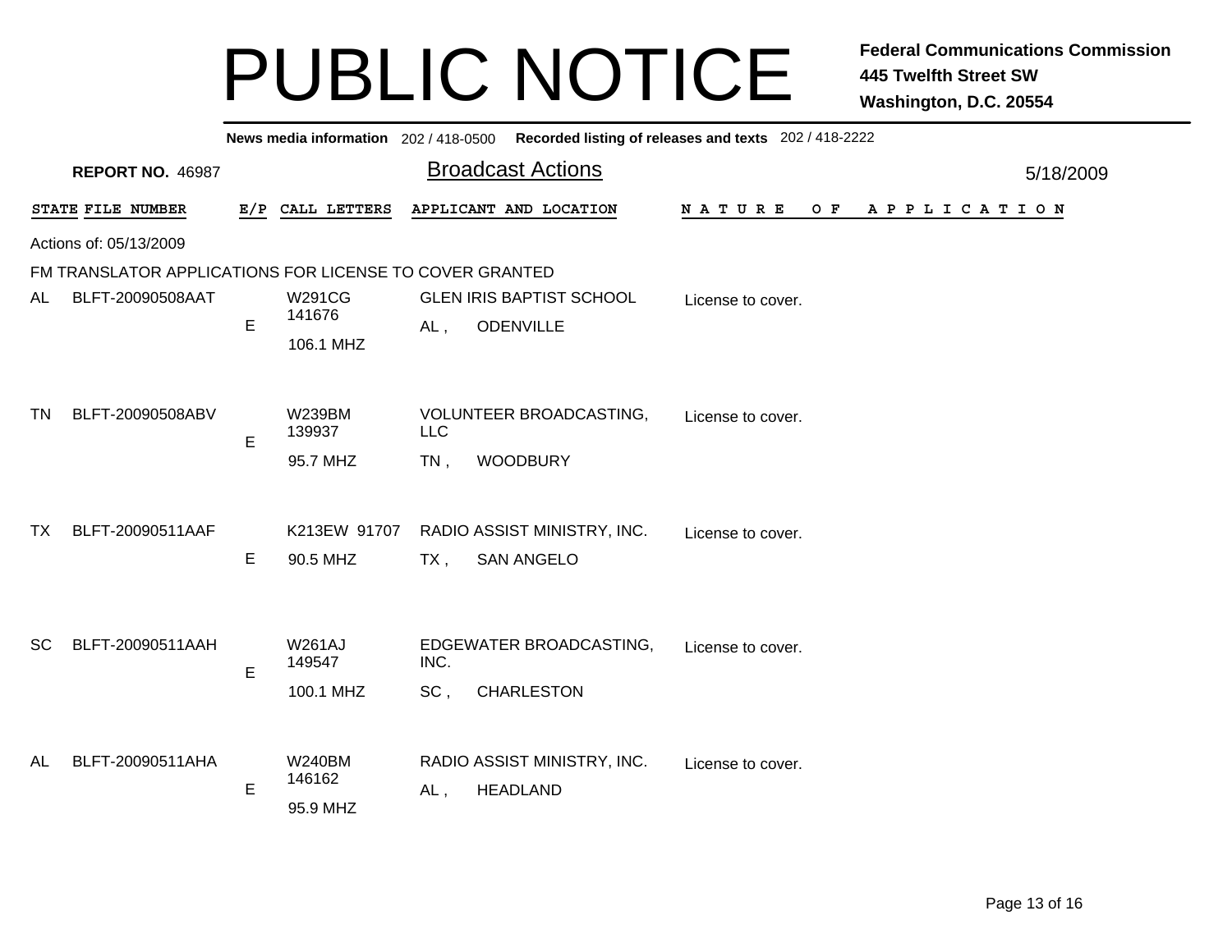# PUBLIC NOTICE

**Federal Communications Commission**
**445 Twelfth Street SW**
**Washington, D.C. 20554**

**News media information** 202 / 418-0500 **Recorded listing of releases and texts** 202 / 418-2222

**REPORT NO.** 46987

## Broadcast Actions

5/18/2009

Actions of: 05/13/2009

FM TRANSLATOR APPLICATIONS FOR LICENSE TO COVER GRANTED

| STATE | FILE NUMBER | E/P | CALL LETTERS | APPLICANT AND LOCATION | NATURE OF APPLICATION |
|---|---|---|---|---|---|
| AL | BLFT-20090508AAT | E | W291CG 141676 106.1 MHZ | GLEN IRIS BAPTIST SCHOOL AL , ODENVILLE | License to cover. |
| TN | BLFT-20090508ABV | E | W239BM 139937 95.7 MHZ | VOLUNTEER BROADCASTING, LLC TN , WOODBURY | License to cover. |
| TX | BLFT-20090511AAF | E | K213EW 91707 90.5 MHZ | RADIO ASSIST MINISTRY, INC. TX , SAN ANGELO | License to cover. |
| SC | BLFT-20090511AAH | E | W261AJ 149547 100.1 MHZ | EDGEWATER BROADCASTING, INC. SC , CHARLESTON | License to cover. |
| AL | BLFT-20090511AHA | E | W240BM 146162 95.9 MHZ | RADIO ASSIST MINISTRY, INC. AL , HEADLAND | License to cover. |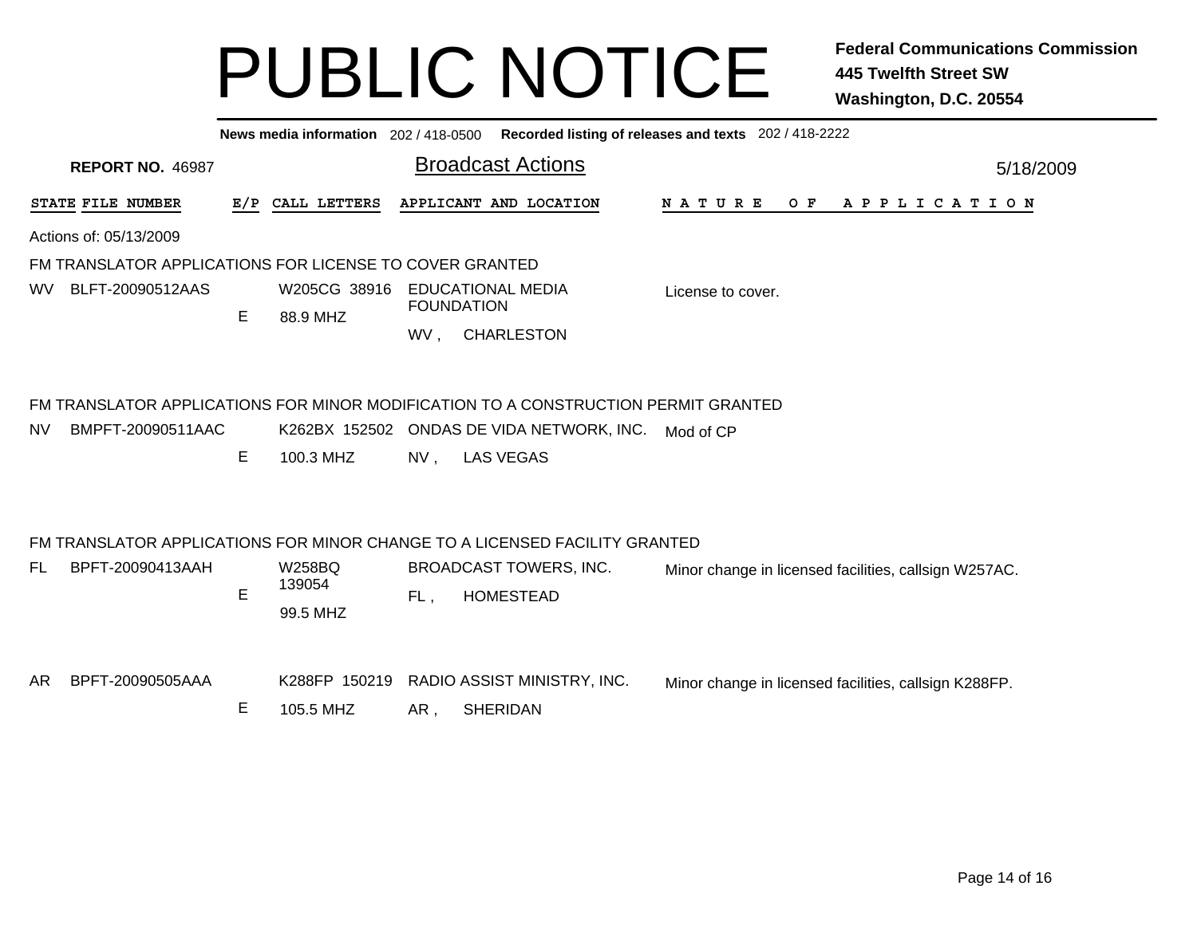# PUBLIC NOTICE

**Federal Communications Commission**
**445 Twelfth Street SW**
**Washington, D.C. 20554**

**News media information** 202 / 418-0500 **Recorded listing of releases and texts** 202 / 418-2222

**REPORT NO.** 46987

## Broadcast Actions

5/18/2009

Actions of: 05/13/2009

### FM TRANSLATOR APPLICATIONS FOR LICENSE TO COVER GRANTED

| STATE | FILE NUMBER | E/P | CALL LETTERS | APPLICANT AND LOCATION | NATURE OF APPLICATION |
|---|---|---|---|---|---|
| WV | BLFT-20090512AAS | E | W205CG 38916<br>88.9 MHZ | EDUCATIONAL MEDIA FOUNDATION<br>WV , CHARLESTON | License to cover. |

### FM TRANSLATOR APPLICATIONS FOR MINOR MODIFICATION TO A CONSTRUCTION PERMIT GRANTED

| STATE | FILE NUMBER | E/P | CALL LETTERS | APPLICANT AND LOCATION | NATURE OF APPLICATION |
|---|---|---|---|---|---|
| NV | BMPFT-20090511AAC | E | K262BX 152502<br>100.3 MHZ | ONDAS DE VIDA NETWORK, INC.<br>NV , LAS VEGAS | Mod of CP |

### FM TRANSLATOR APPLICATIONS FOR MINOR CHANGE TO A LICENSED FACILITY GRANTED

| STATE | FILE NUMBER | E/P | CALL LETTERS | APPLICANT AND LOCATION | NATURE OF APPLICATION |
|---|---|---|---|---|---|
| FL | BPFT-20090413AAH | E | W258BQ 139054<br>99.5 MHZ | BROADCAST TOWERS, INC.<br>FL , HOMESTEAD | Minor change in licensed facilities, callsign W257AC. |
| AR | BPFT-20090505AAA | E | K288FP 150219<br>105.5 MHZ | RADIO ASSIST MINISTRY, INC.<br>AR , SHERIDAN | Minor change in licensed facilities, callsign K288FP. |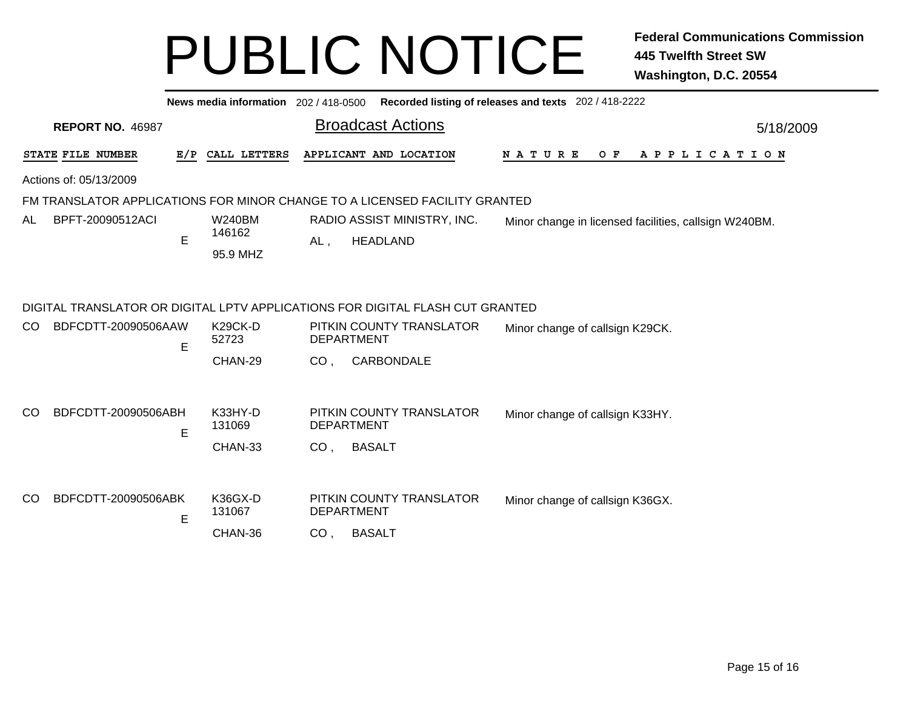# PUBLIC NOTICE

**Federal Communications Commission**
**445 Twelfth Street SW**
**Washington, D.C. 20554**

**News media information** 202 / 418-0500 **Recorded listing of releases and texts** 202 / 418-2222

**REPORT NO.** 46987

## Broadcast Actions

5/18/2009

| STATE | FILE NUMBER | E/P | CALL LETTERS | APPLICANT AND LOCATION | NATURE OF APPLICATION |
|---|---|---|---|---|---|

Actions of: 05/13/2009

### FM TRANSLATOR APPLICATIONS FOR MINOR CHANGE TO A LICENSED FACILITY GRANTED

| STATE | FILE NUMBER | E/P | CALL LETTERS | APPLICANT AND LOCATION | NATURE OF APPLICATION |
|---|---|---|---|---|---|
| AL | BPFT-20090512ACI | E | W240BM 146162 95.9 MHZ | RADIO ASSIST MINISTRY, INC. AL , HEADLAND | Minor change in licensed facilities, callsign W240BM. |

### DIGITAL TRANSLATOR OR DIGITAL LPTV APPLICATIONS FOR DIGITAL FLASH CUT GRANTED

| STATE | FILE NUMBER | E/P | CALL LETTERS | APPLICANT AND LOCATION | NATURE OF APPLICATION |
|---|---|---|---|---|---|
| CO | BDFCDTT-20090506AAW | E | K29CK-D 52723 CHAN-29 | PITKIN COUNTY TRANSLATOR DEPARTMENT CO , CARBONDALE | Minor change of callsign K29CK. |
| CO | BDFCDTT-20090506ABH | E | K33HY-D 131069 CHAN-33 | PITKIN COUNTY TRANSLATOR DEPARTMENT CO , BASALT | Minor change of callsign K33HY. |
| CO | BDFCDTT-20090506ABK | E | K36GX-D 131067 CHAN-36 | PITKIN COUNTY TRANSLATOR DEPARTMENT CO , BASALT | Minor change of callsign K36GX. |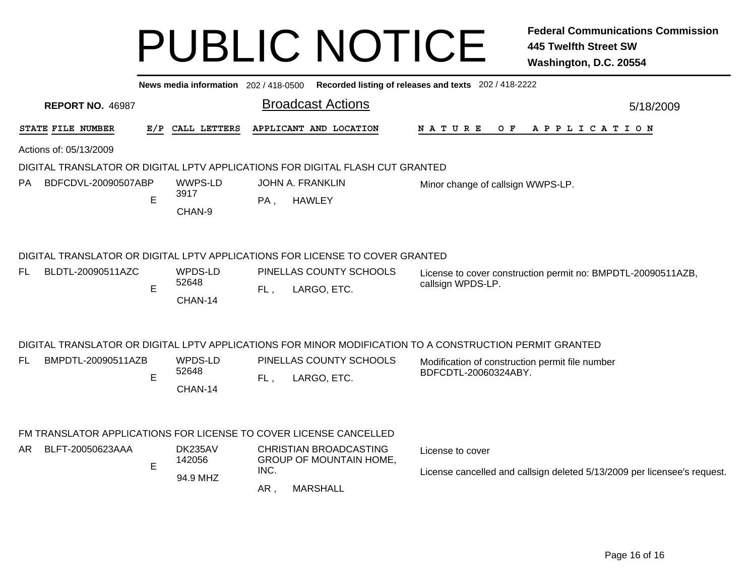# PUBLIC NOTICE

**Federal Communications Commission**
**445 Twelfth Street SW**
**Washington, D.C. 20554**

**News media information** 202 / 418-0500 **Recorded listing of releases and texts** 202 / 418-2222

**REPORT NO.** 46987

## Broadcast Actions

5/18/2009

| STATE | FILE NUMBER | E/P | CALL LETTERS | APPLICANT AND LOCATION | NATURE OF APPLICATION |
|---|---|---|---|---|---|

Actions of: 05/13/2009

### DIGITAL TRANSLATOR OR DIGITAL LPTV APPLICATIONS FOR DIGITAL FLASH CUT GRANTED

| STATE | FILE NUMBER | E/P | CALL LETTERS | APPLICANT AND LOCATION | NATURE OF APPLICATION |
|---|---|---|---|---|---|
| PA | BDFCDVL-20090507ABP | E | WWPS-LD 3917 CHAN-9 | JOHN A. FRANKLIN PA , HAWLEY | Minor change of callsign WWPS-LP. |

### DIGITAL TRANSLATOR OR DIGITAL LPTV APPLICATIONS FOR LICENSE TO COVER GRANTED

| STATE | FILE NUMBER | E/P | CALL LETTERS | APPLICANT AND LOCATION | NATURE OF APPLICATION |
|---|---|---|---|---|---|
| FL | BLDTL-20090511AZC | E | WPDS-LD 52648 CHAN-14 | PINELLAS COUNTY SCHOOLS FL , LARGO, ETC. | License to cover construction permit no: BMPDTL-20090511AZB, callsign WPDS-LP. |

### DIGITAL TRANSLATOR OR DIGITAL LPTV APPLICATIONS FOR MINOR MODIFICATION TO A CONSTRUCTION PERMIT GRANTED

| STATE | FILE NUMBER | E/P | CALL LETTERS | APPLICANT AND LOCATION | NATURE OF APPLICATION |
|---|---|---|---|---|---|
| FL | BMPDTL-20090511AZB | E | WPDS-LD 52648 CHAN-14 | PINELLAS COUNTY SCHOOLS FL , LARGO, ETC. | Modification of construction permit file number BDFCDTL-20060324ABY. |

### FM TRANSLATOR APPLICATIONS FOR LICENSE TO COVER LICENSE CANCELLED

| STATE | FILE NUMBER | E/P | CALL LETTERS | APPLICANT AND LOCATION | NATURE OF APPLICATION |
|---|---|---|---|---|---|
| AR | BLFT-20050623AAA | E | DK235AV 142056 94.9 MHZ | CHRISTIAN BROADCASTING GROUP OF MOUNTAIN HOME, INC. AR , MARSHALL | License to cover<br>License cancelled and callsign deleted 5/13/2009 per licensee's request. |